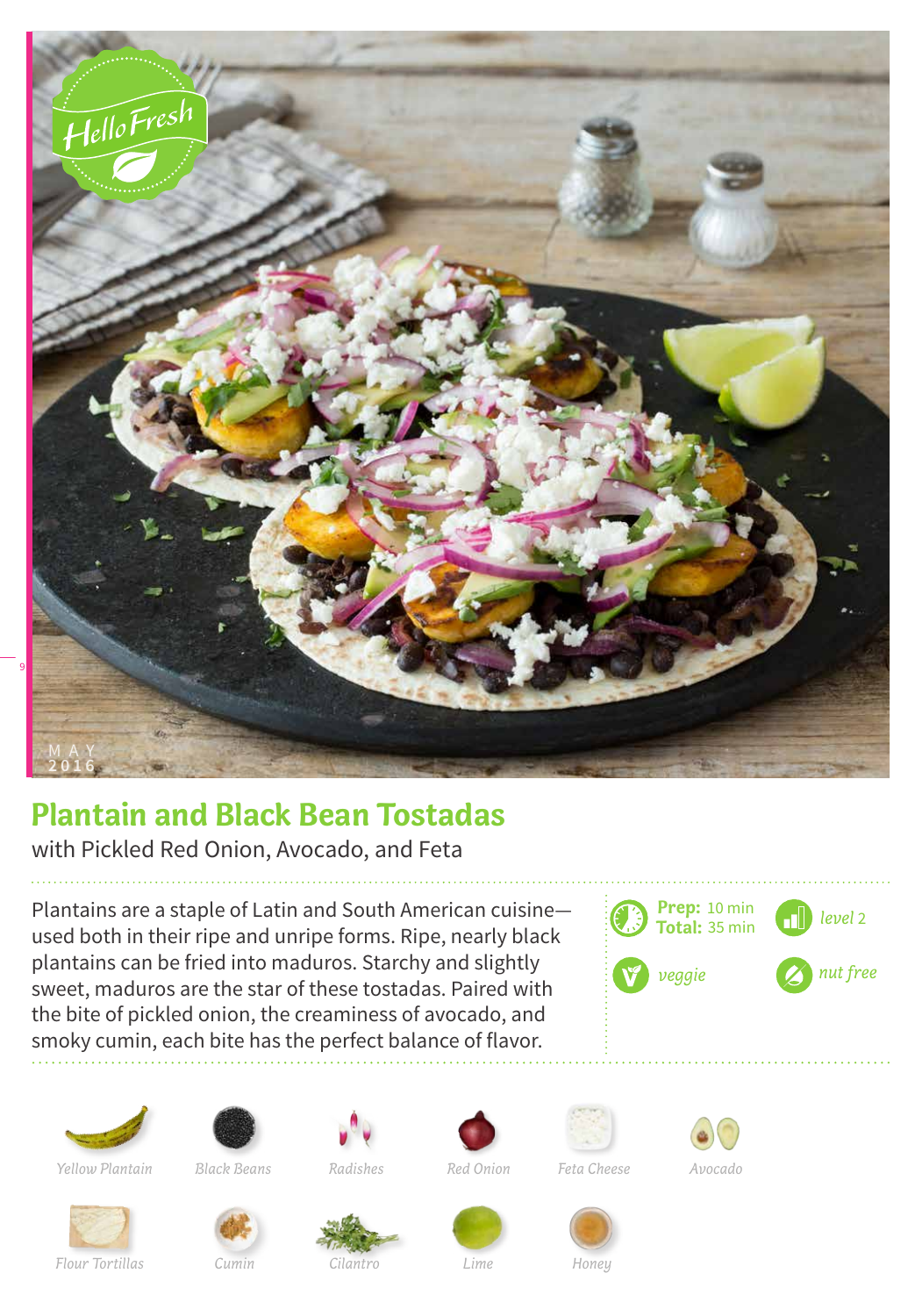HelloFresh

MAY 2016

# Plantain and Black Bean Tostadas

with Pickled Red Onion, Avocado, and Feta

Plantains are a staple of Latin and South American cuisine—used both in their ripe and unripe forms. Ripe, nearly black plantains can be fried into maduros. Starchy and slightly sweet, maduros are the star of these tostadas. Paired with the bite of pickled onion, the creaminess of avocado, and smoky cumin, each bite has the perfect balance of flavor.

**Prep:** 10 min
**Total:** 35 min

*level* 2

*veggie*

*nut free*

*Yellow Plantain*
*Black Beans*
*Radishes*
*Red Onion*
*Feta Cheese*
*Avocado*
*Flour Tortillas*
*Cumin*
*Cilantro*
*Lime*
*Honey*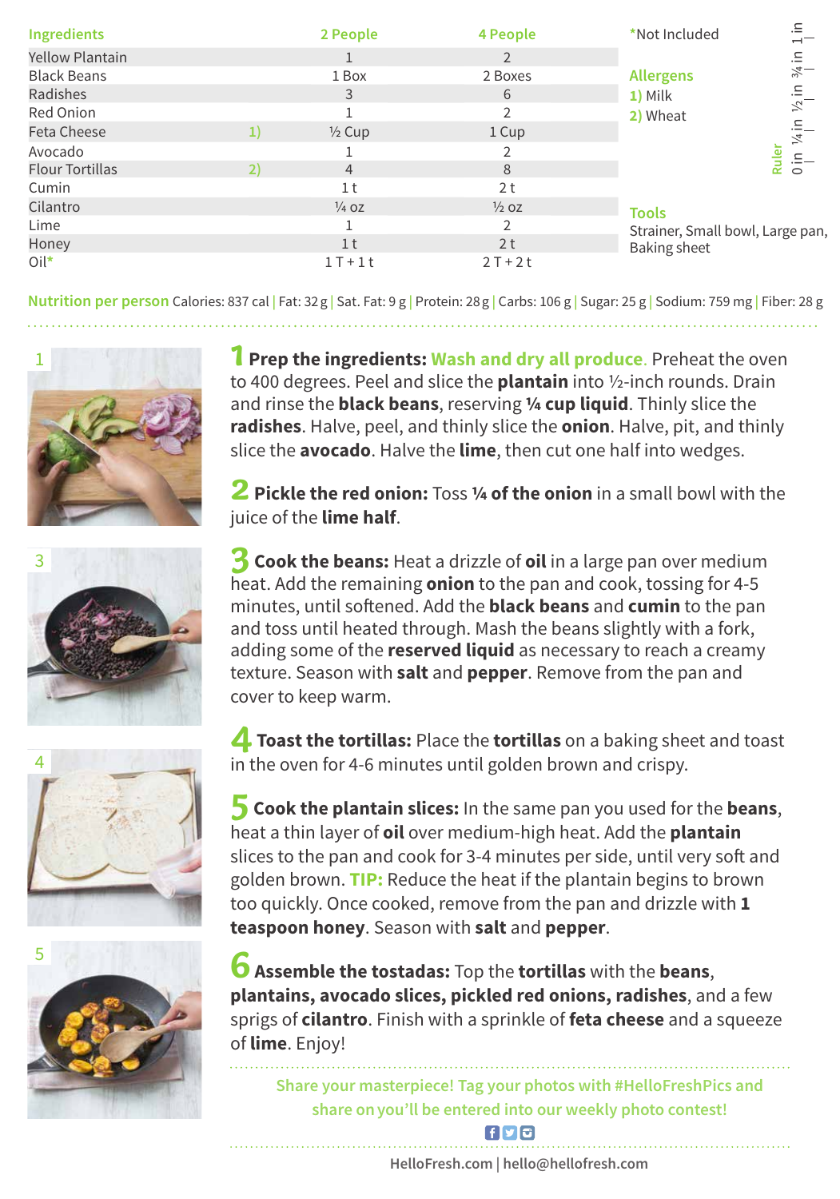| Ingredients | | 2 People | 4 People |
| --- | --- | --- | --- |
| Yellow Plantain | | 1 | 2 |
| Black Beans | | 1 Box | 2 Boxes |
| Radishes | | 3 | 6 |
| Red Onion | | 1 | 2 |
| Feta Cheese | 1) | ½ Cup | 1 Cup |
| Avocado | | 1 | 2 |
| Flour Tortillas | 2) | 4 | 8 |
| Cumin | | 1 t | 2 t |
| Cilantro | | ¼ oz | ½ oz |
| Lime | | 1 | 2 |
| Honey | | 1 t | 2 t |
| Oil* | | 1 T + 1 t | 2 T + 2 t |

*Not Included

**Allergens**
1) Milk
2) Wheat

Ruler: 0 in | ¼ in | ½ in | ¾ in | 1 in

**Tools**
Strainer, Small bowl, Large pan, Baking sheet

**Nutrition per person** Calories: 837 cal | Fat: 32 g | Sat. Fat: 9 g | Protein: 28 g | Carbs: 106 g | Sugar: 25 g | Sodium: 759 mg | Fiber: 28 g

**1 Prep the ingredients:** Wash and dry all produce. Preheat the oven to 400 degrees. Peel and slice the **plantain** into ½-inch rounds. Drain and rinse the **black beans**, reserving **¼ cup liquid**. Thinly slice the **radishes**. Halve, peel, and thinly slice the **onion**. Halve, pit, and thinly slice the **avocado**. Halve the **lime**, then cut one half into wedges.

**2 Pickle the red onion:** Toss **¼ of the onion** in a small bowl with the juice of the **lime half**.

**3 Cook the beans:** Heat a drizzle of **oil** in a large pan over medium heat. Add the remaining **onion** to the pan and cook, tossing for 4-5 minutes, until softened. Add the **black beans** and **cumin** to the pan and toss until heated through. Mash the beans slightly with a fork, adding some of the **reserved liquid** as necessary to reach a creamy texture. Season with **salt** and **pepper**. Remove from the pan and cover to keep warm.

**4 Toast the tortillas:** Place the **tortillas** on a baking sheet and toast in the oven for 4-6 minutes until golden brown and crispy.

**5 Cook the plantain slices:** In the same pan you used for the **beans**, heat a thin layer of **oil** over medium-high heat. Add the **plantain** slices to the pan and cook for 3-4 minutes per side, until very soft and golden brown. **TIP:** Reduce the heat if the plantain begins to brown too quickly. Once cooked, remove from the pan and drizzle with **1 teaspoon honey**. Season with **salt** and **pepper**.

**6 Assemble the tostadas:** Top the **tortillas** with the **beans**, **plantains, avocado slices, pickled red onions, radishes**, and a few sprigs of **cilantro**. Finish with a sprinkle of **feta cheese** and a squeeze of **lime**. Enjoy!

Share your masterpiece! Tag your photos with #HelloFreshPics and share on you'll be entered into our weekly photo contest!

HelloFresh.com | hello@hellofresh.com